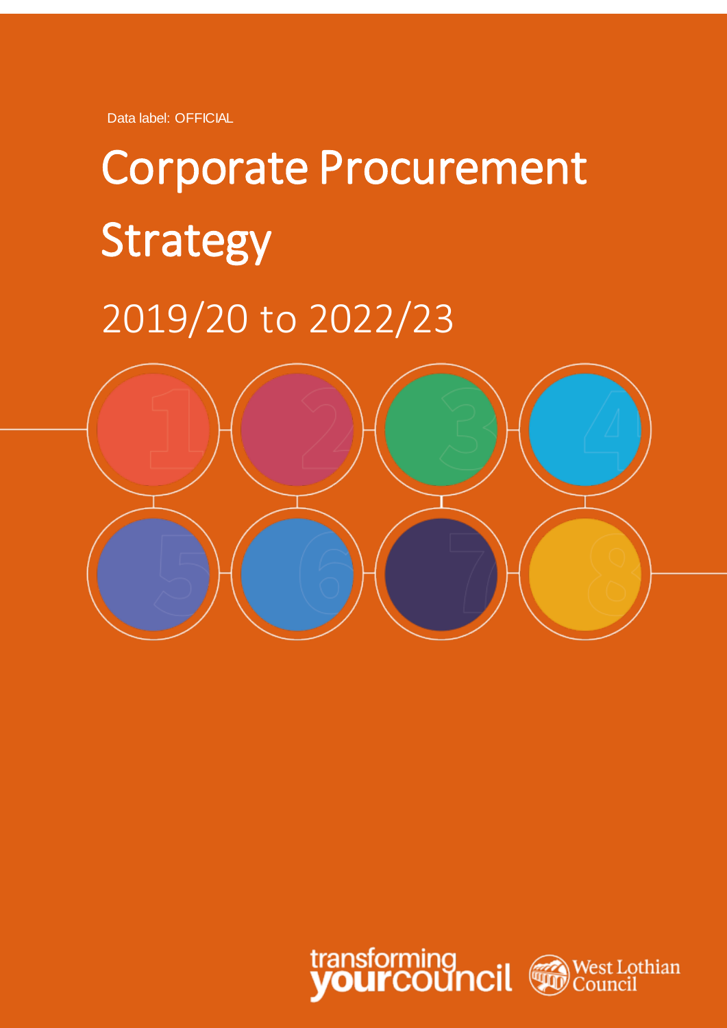Data label: OFFICIAL

# Corporate Procurement Strategy

## 2019/20 to 2022/23

transforming **your**council

West Lothian Council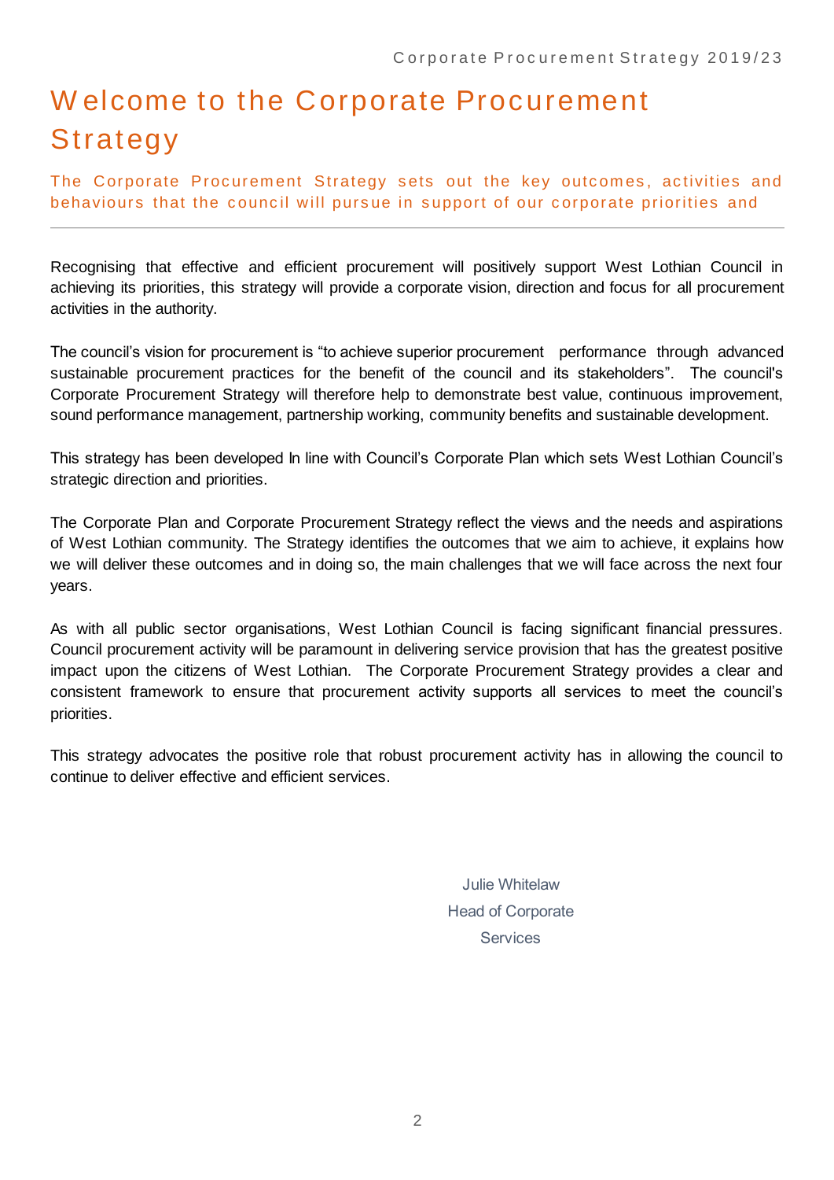# Welcome to the Corporate Procurement Strategy

The Corporate Procurement Strategy sets out the key outcomes, activities and behaviours that the council will pursue in support of our corporate priorities and

---

Recognising that effective and efficient procurement will positively support West Lothian Council in achieving its priorities, this strategy will provide a corporate vision, direction and focus for all procurement activities in the authority.

The council's vision for procurement is "to achieve superior procurement performance through advanced sustainable procurement practices for the benefit of the council and its stakeholders". The council's Corporate Procurement Strategy will therefore help to demonstrate best value, continuous improvement, sound performance management, partnership working, community benefits and sustainable development.

This strategy has been developed In line with Council's Corporate Plan which sets West Lothian Council's strategic direction and priorities.

The Corporate Plan and Corporate Procurement Strategy reflect the views and the needs and aspirations of West Lothian community. The Strategy identifies the outcomes that we aim to achieve, it explains how we will deliver these outcomes and in doing so, the main challenges that we will face across the next four years.

As with all public sector organisations, West Lothian Council is facing significant financial pressures. Council procurement activity will be paramount in delivering service provision that has the greatest positive impact upon the citizens of West Lothian. The Corporate Procurement Strategy provides a clear and consistent framework to ensure that procurement activity supports all services to meet the council's priorities.

This strategy advocates the positive role that robust procurement activity has in allowing the council to continue to deliver effective and efficient services.

Julie Whitelaw
Head of Corporate Services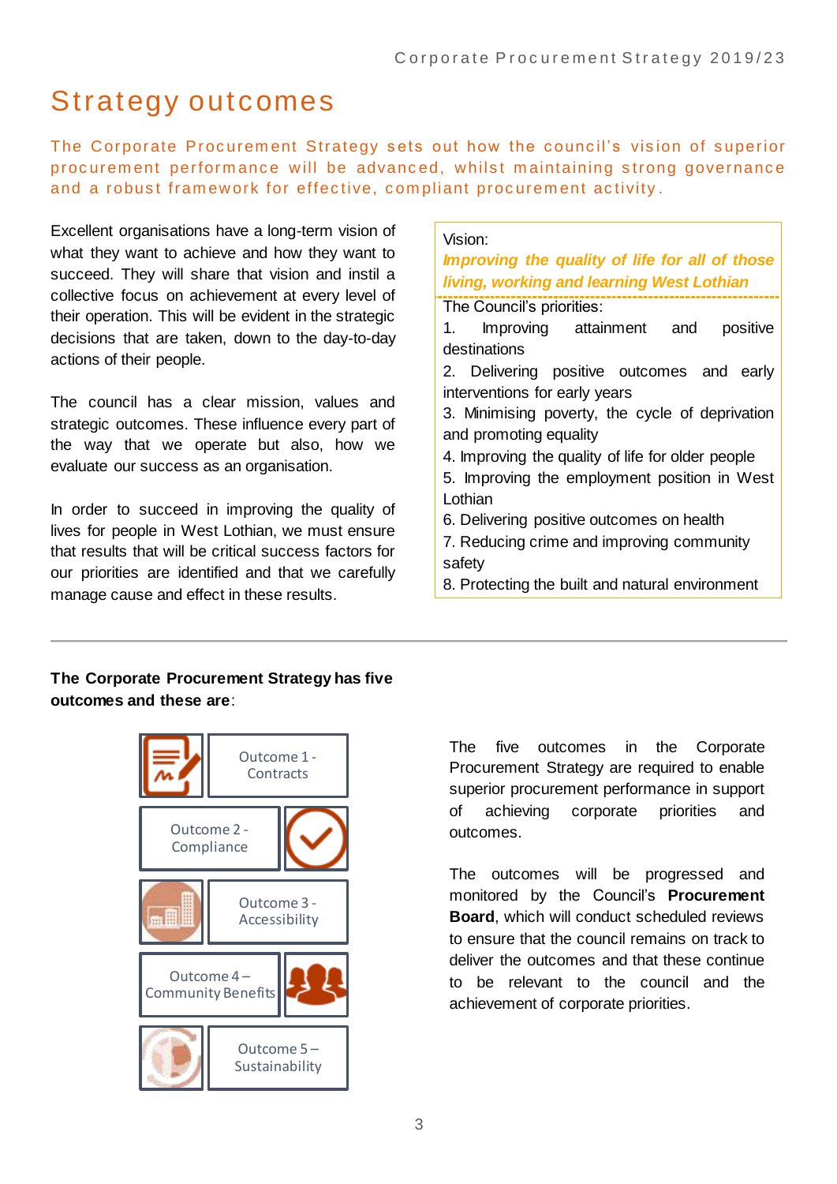# Strategy outcomes

The Corporate Procurement Strategy sets out how the council's vision of superior procurement performance will be advanced, whilst maintaining strong governance and a robust framework for effective, compliant procurement activity.

Excellent organisations have a long-term vision of what they want to achieve and how they want to succeed. They will share that vision and instil a collective focus on achievement at every level of their operation. This will be evident in the strategic decisions that are taken, down to the day-to-day actions of their people.

The council has a clear mission, values and strategic outcomes. These influence every part of the way that we operate but also, how we evaluate our success as an organisation.

In order to succeed in improving the quality of lives for people in West Lothian, we must ensure that results that will be critical success factors for our priorities are identified and that we carefully manage cause and effect in these results.

Vision:
***Improving the quality of life for all of those living, working and learning West Lothian***

The Council's priorities:

1. Improving attainment and positive destinations
2. Delivering positive outcomes and early interventions for early years
3. Minimising poverty, the cycle of deprivation and promoting equality
4. Improving the quality of life for older people
5. Improving the employment position in West Lothian
6. Delivering positive outcomes on health
7. Reducing crime and improving community safety
8. Protecting the built and natural environment

---

**The Corporate Procurement Strategy has five outcomes and these are**:

- Outcome 1 - Contracts
- Outcome 2 - Compliance
- Outcome 3 - Accessibility
- Outcome 4 – Community Benefits
- Outcome 5 – Sustainability

The five outcomes in the Corporate Procurement Strategy are required to enable superior procurement performance in support of achieving corporate priorities and outcomes.

The outcomes will be progressed and monitored by the Council's **Procurement Board**, which will conduct scheduled reviews to ensure that the council remains on track to deliver the outcomes and that these continue to be relevant to the council and the achievement of corporate priorities.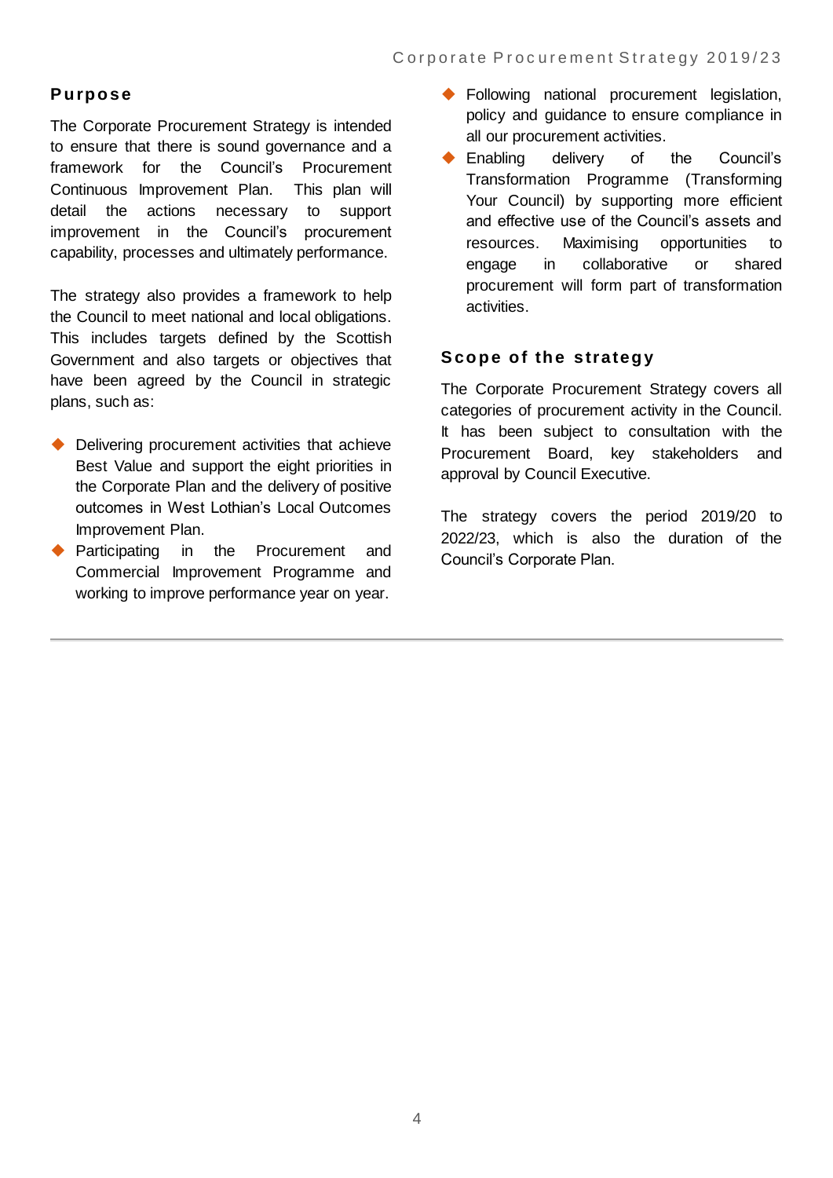## Purpose

The Corporate Procurement Strategy is intended to ensure that there is sound governance and a framework for the Council's Procurement Continuous Improvement Plan. This plan will detail the actions necessary to support improvement in the Council's procurement capability, processes and ultimately performance.

The strategy also provides a framework to help the Council to meet national and local obligations. This includes targets defined by the Scottish Government and also targets or objectives that have been agreed by the Council in strategic plans, such as:

- Delivering procurement activities that achieve Best Value and support the eight priorities in the Corporate Plan and the delivery of positive outcomes in West Lothian's Local Outcomes Improvement Plan.
- Participating in the Procurement and Commercial Improvement Programme and working to improve performance year on year.
- Following national procurement legislation, policy and guidance to ensure compliance in all our procurement activities.
- Enabling delivery of the Council's Transformation Programme (Transforming Your Council) by supporting more efficient and effective use of the Council's assets and resources. Maximising opportunities to engage in collaborative or shared procurement will form part of transformation activities.

## Scope of the strategy

The Corporate Procurement Strategy covers all categories of procurement activity in the Council. It has been subject to consultation with the Procurement Board, key stakeholders and approval by Council Executive.

The strategy covers the period 2019/20 to 2022/23, which is also the duration of the Council's Corporate Plan.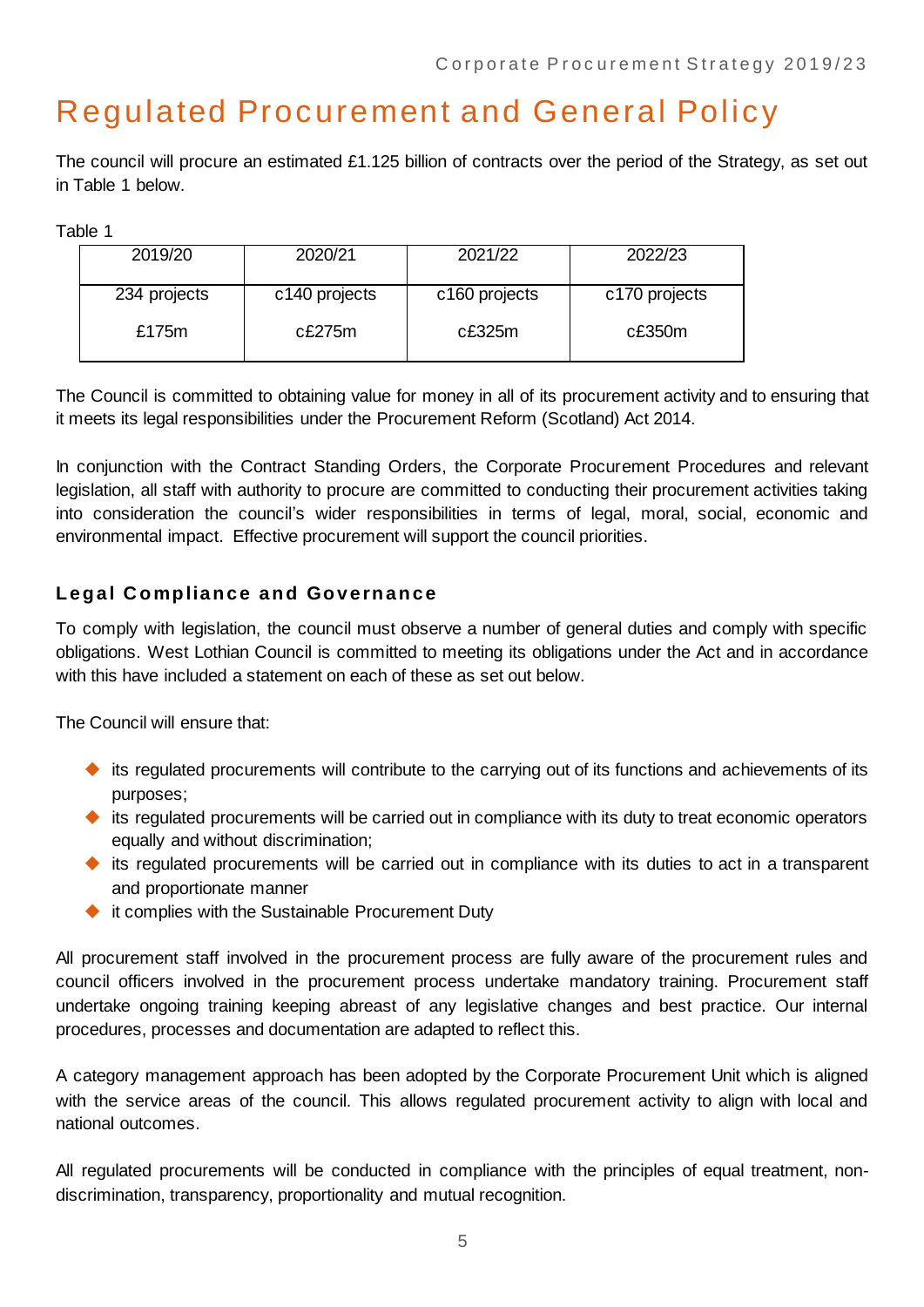# Regulated Procurement and General Policy

The council will procure an estimated £1.125 billion of contracts over the period of the Strategy, as set out in Table 1 below.

Table 1

| 2019/20 | 2020/21 | 2021/22 | 2022/23 |
|---|---|---|---|
| 234 projects<br>£175m | c140 projects<br>c£275m | c160 projects<br>c£325m | c170 projects<br>c£350m |

The Council is committed to obtaining value for money in all of its procurement activity and to ensuring that it meets its legal responsibilities under the Procurement Reform (Scotland) Act 2014.

In conjunction with the Contract Standing Orders, the Corporate Procurement Procedures and relevant legislation, all staff with authority to procure are committed to conducting their procurement activities taking into consideration the council's wider responsibilities in terms of legal, moral, social, economic and environmental impact. Effective procurement will support the council priorities.

## Legal Compliance and Governance

To comply with legislation, the council must observe a number of general duties and comply with specific obligations. West Lothian Council is committed to meeting its obligations under the Act and in accordance with this have included a statement on each of these as set out below.

The Council will ensure that:

- its regulated procurements will contribute to the carrying out of its functions and achievements of its purposes;
- its regulated procurements will be carried out in compliance with its duty to treat economic operators equally and without discrimination;
- its regulated procurements will be carried out in compliance with its duties to act in a transparent and proportionate manner
- it complies with the Sustainable Procurement Duty

All procurement staff involved in the procurement process are fully aware of the procurement rules and council officers involved in the procurement process undertake mandatory training. Procurement staff undertake ongoing training keeping abreast of any legislative changes and best practice. Our internal procedures, processes and documentation are adapted to reflect this.

A category management approach has been adopted by the Corporate Procurement Unit which is aligned with the service areas of the council. This allows regulated procurement activity to align with local and national outcomes.

All regulated procurements will be conducted in compliance with the principles of equal treatment, non-discrimination, transparency, proportionality and mutual recognition.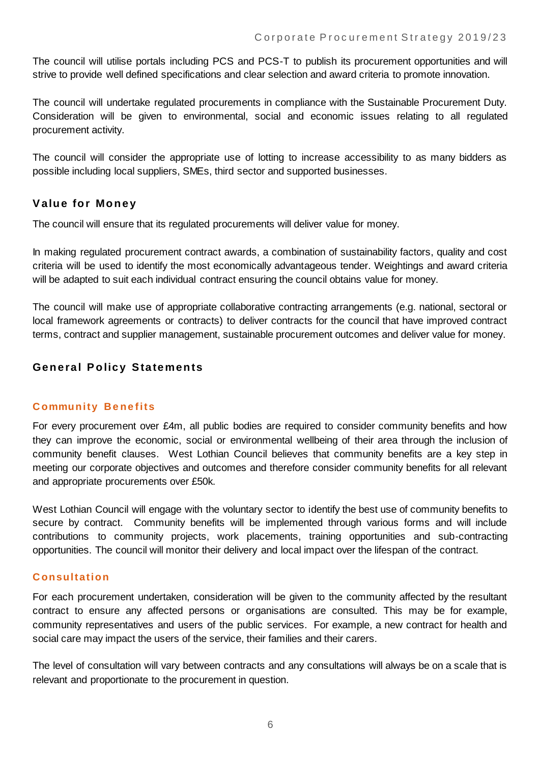The council will utilise portals including PCS and PCS-T to publish its procurement opportunities and will strive to provide well defined specifications and clear selection and award criteria to promote innovation.

The council will undertake regulated procurements in compliance with the Sustainable Procurement Duty. Consideration will be given to environmental, social and economic issues relating to all regulated procurement activity.

The council will consider the appropriate use of lotting to increase accessibility to as many bidders as possible including local suppliers, SMEs, third sector and supported businesses.

## Value for Money

The council will ensure that its regulated procurements will deliver value for money.

In making regulated procurement contract awards, a combination of sustainability factors, quality and cost criteria will be used to identify the most economically advantageous tender. Weightings and award criteria will be adapted to suit each individual contract ensuring the council obtains value for money.

The council will make use of appropriate collaborative contracting arrangements (e.g. national, sectoral or local framework agreements or contracts) to deliver contracts for the council that have improved contract terms, contract and supplier management, sustainable procurement outcomes and deliver value for money.

## General Policy Statements

### Community Benefits

For every procurement over £4m, all public bodies are required to consider community benefits and how they can improve the economic, social or environmental wellbeing of their area through the inclusion of community benefit clauses. West Lothian Council believes that community benefits are a key step in meeting our corporate objectives and outcomes and therefore consider community benefits for all relevant and appropriate procurements over £50k.

West Lothian Council will engage with the voluntary sector to identify the best use of community benefits to secure by contract. Community benefits will be implemented through various forms and will include contributions to community projects, work placements, training opportunities and sub-contracting opportunities. The council will monitor their delivery and local impact over the lifespan of the contract.

### Consultation

For each procurement undertaken, consideration will be given to the community affected by the resultant contract to ensure any affected persons or organisations are consulted. This may be for example, community representatives and users of the public services. For example, a new contract for health and social care may impact the users of the service, their families and their carers.

The level of consultation will vary between contracts and any consultations will always be on a scale that is relevant and proportionate to the procurement in question.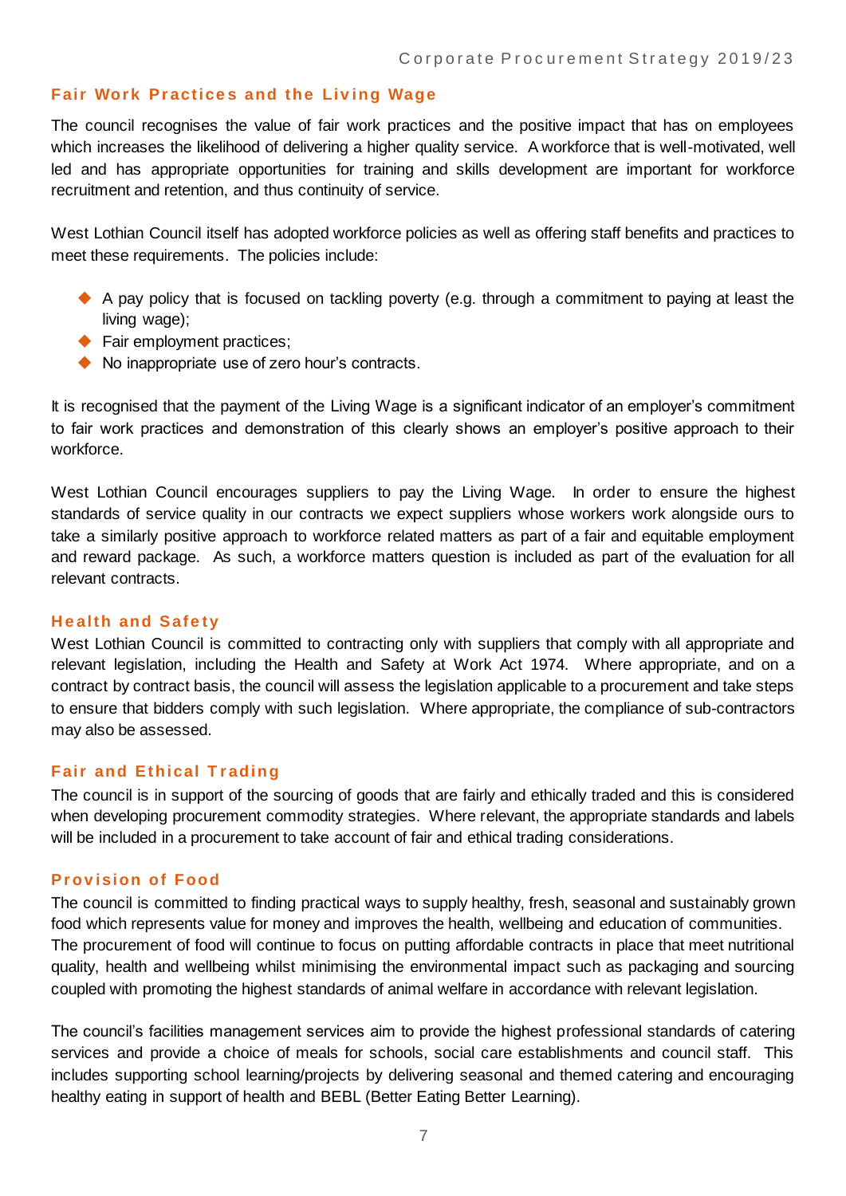## Fair Work Practices and the Living Wage

The council recognises the value of fair work practices and the positive impact that has on employees which increases the likelihood of delivering a higher quality service. A workforce that is well-motivated, well led and has appropriate opportunities for training and skills development are important for workforce recruitment and retention, and thus continuity of service.

West Lothian Council itself has adopted workforce policies as well as offering staff benefits and practices to meet these requirements. The policies include:

- A pay policy that is focused on tackling poverty (e.g. through a commitment to paying at least the living wage);
- Fair employment practices;
- No inappropriate use of zero hour's contracts.

It is recognised that the payment of the Living Wage is a significant indicator of an employer's commitment to fair work practices and demonstration of this clearly shows an employer's positive approach to their workforce.

West Lothian Council encourages suppliers to pay the Living Wage. In order to ensure the highest standards of service quality in our contracts we expect suppliers whose workers work alongside ours to take a similarly positive approach to workforce related matters as part of a fair and equitable employment and reward package. As such, a workforce matters question is included as part of the evaluation for all relevant contracts.

## Health and Safety

West Lothian Council is committed to contracting only with suppliers that comply with all appropriate and relevant legislation, including the Health and Safety at Work Act 1974. Where appropriate, and on a contract by contract basis, the council will assess the legislation applicable to a procurement and take steps to ensure that bidders comply with such legislation. Where appropriate, the compliance of sub-contractors may also be assessed.

## Fair and Ethical Trading

The council is in support of the sourcing of goods that are fairly and ethically traded and this is considered when developing procurement commodity strategies. Where relevant, the appropriate standards and labels will be included in a procurement to take account of fair and ethical trading considerations.

## Provision of Food

The council is committed to finding practical ways to supply healthy, fresh, seasonal and sustainably grown food which represents value for money and improves the health, wellbeing and education of communities. The procurement of food will continue to focus on putting affordable contracts in place that meet nutritional quality, health and wellbeing whilst minimising the environmental impact such as packaging and sourcing coupled with promoting the highest standards of animal welfare in accordance with relevant legislation.

The council's facilities management services aim to provide the highest professional standards of catering services and provide a choice of meals for schools, social care establishments and council staff. This includes supporting school learning/projects by delivering seasonal and themed catering and encouraging healthy eating in support of health and BEBL (Better Eating Better Learning).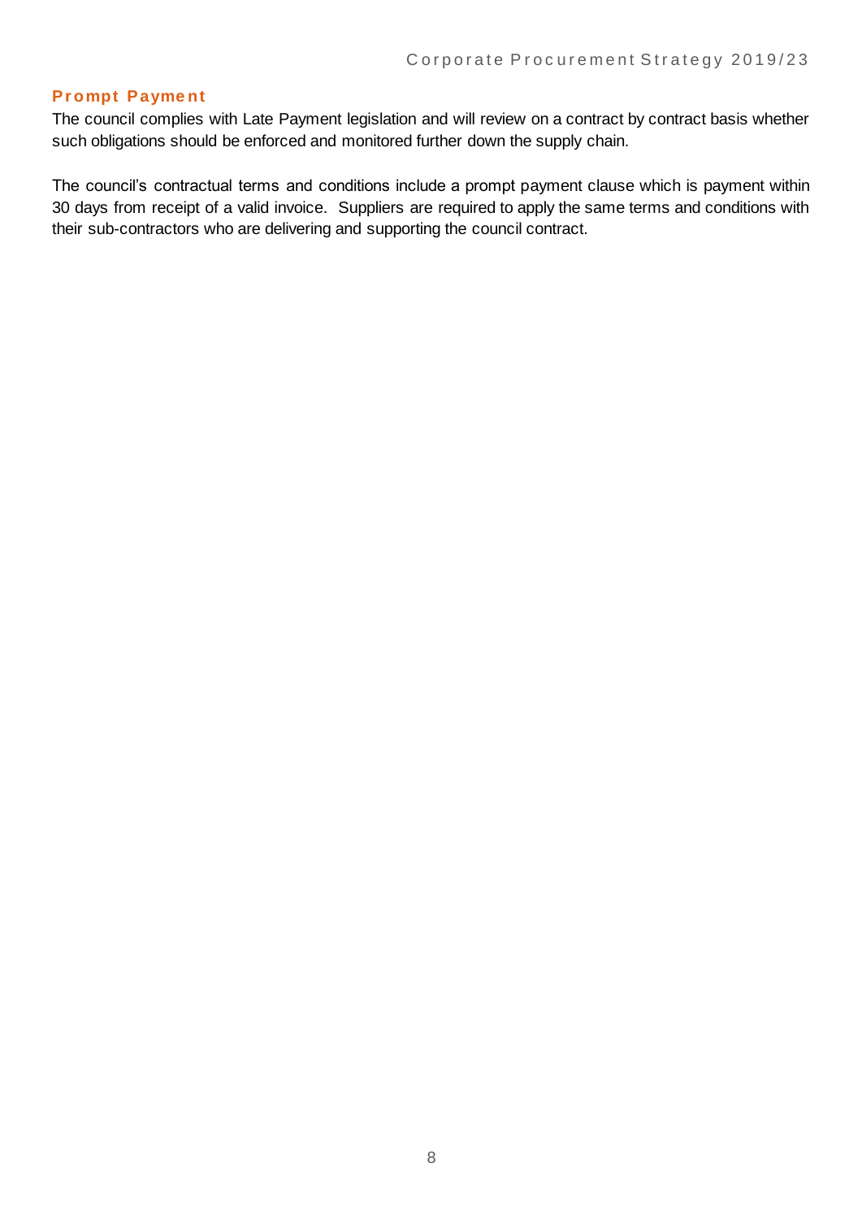## Prompt Payment

The council complies with Late Payment legislation and will review on a contract by contract basis whether such obligations should be enforced and monitored further down the supply chain.

The council's contractual terms and conditions include a prompt payment clause which is payment within 30 days from receipt of a valid invoice. Suppliers are required to apply the same terms and conditions with their sub-contractors who are delivering and supporting the council contract.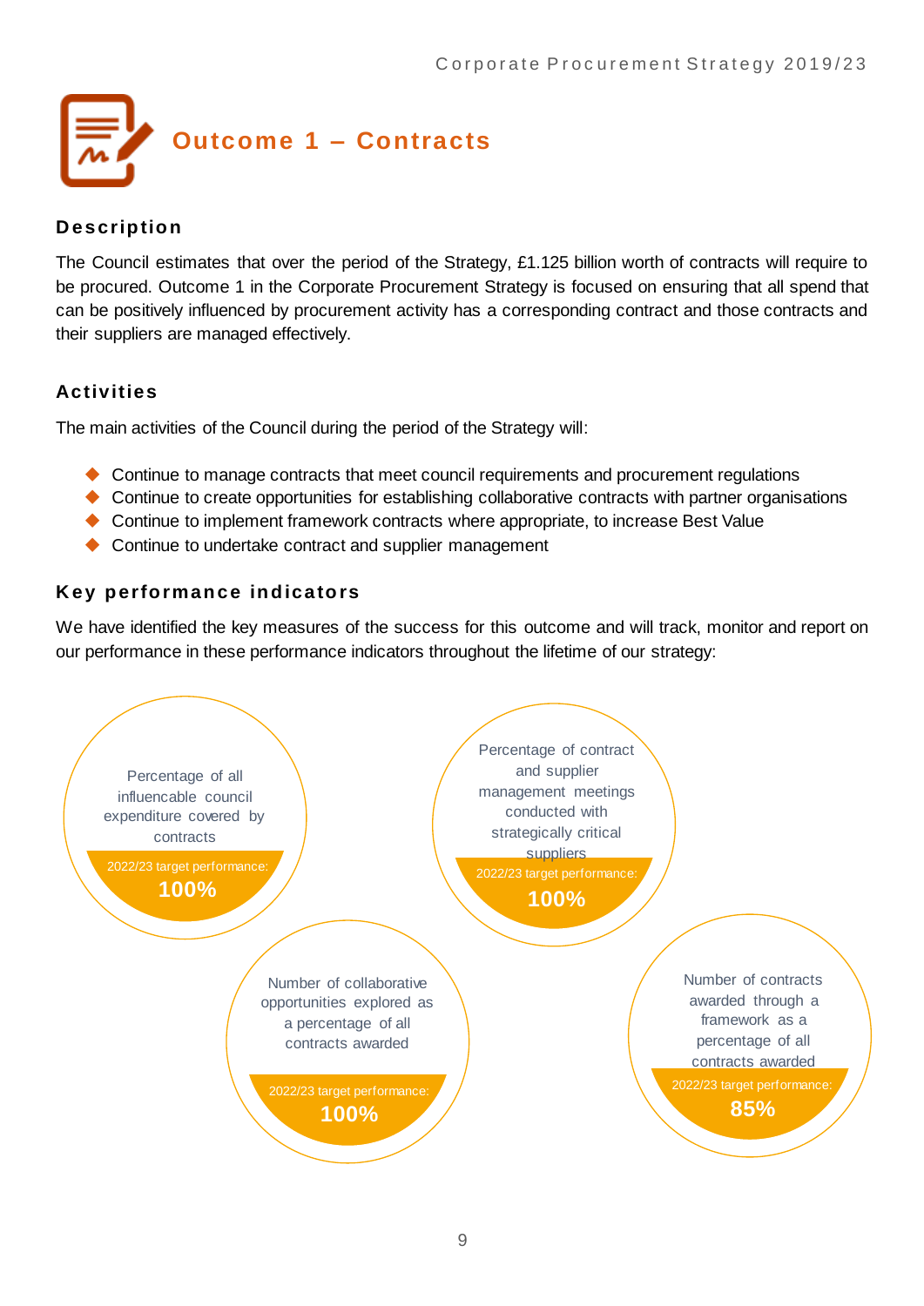# Outcome 1 – Contracts

## Description

The Council estimates that over the period of the Strategy, £1.125 billion worth of contracts will require to be procured. Outcome 1 in the Corporate Procurement Strategy is focused on ensuring that all spend that can be positively influenced by procurement activity has a corresponding contract and those contracts and their suppliers are managed effectively.

## Activities

The main activities of the Council during the period of the Strategy will:

- Continue to manage contracts that meet council requirements and procurement regulations
- Continue to create opportunities for establishing collaborative contracts with partner organisations
- Continue to implement framework contracts where appropriate, to increase Best Value
- Continue to undertake contract and supplier management

## Key performance indicators

We have identified the key measures of the success for this outcome and will track, monitor and report on our performance in these performance indicators throughout the lifetime of our strategy:

Percentage of all influencable council expenditure covered by contracts
2022/23 target performance: **100%**

Percentage of contract and supplier management meetings conducted with strategically critical suppliers
2022/23 target performance: **100%**

Number of collaborative opportunities explored as a percentage of all contracts awarded
2022/23 target performance: **100%**

Number of contracts awarded through a framework as a percentage of all contracts awarded
2022/23 target performance: **85%**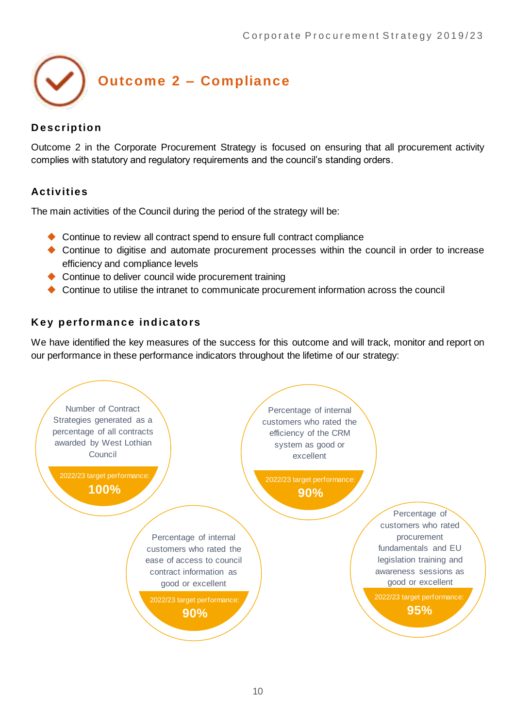# Outcome 2 – Compliance

## Description

Outcome 2 in the Corporate Procurement Strategy is focused on ensuring that all procurement activity complies with statutory and regulatory requirements and the council's standing orders.

## Activities

The main activities of the Council during the period of the strategy will be:

- Continue to review all contract spend to ensure full contract compliance
- Continue to digitise and automate procurement processes within the council in order to increase efficiency and compliance levels
- Continue to deliver council wide procurement training
- Continue to utilise the intranet to communicate procurement information across the council

## Key performance indicators

We have identified the key measures of the success for this outcome and will track, monitor and report on our performance in these performance indicators throughout the lifetime of our strategy:

Number of Contract Strategies generated as a percentage of all contracts awarded by West Lothian Council

2022/23 target performance: **100%**

Percentage of internal customers who rated the efficiency of the CRM system as good or excellent

2022/23 target performance: **90%**

Percentage of internal customers who rated the ease of access to council contract information as good or excellent

2022/23 target performance: **90%**

Percentage of customers who rated procurement fundamentals and EU legislation training and awareness sessions as good or excellent

2022/23 target performance: **95%**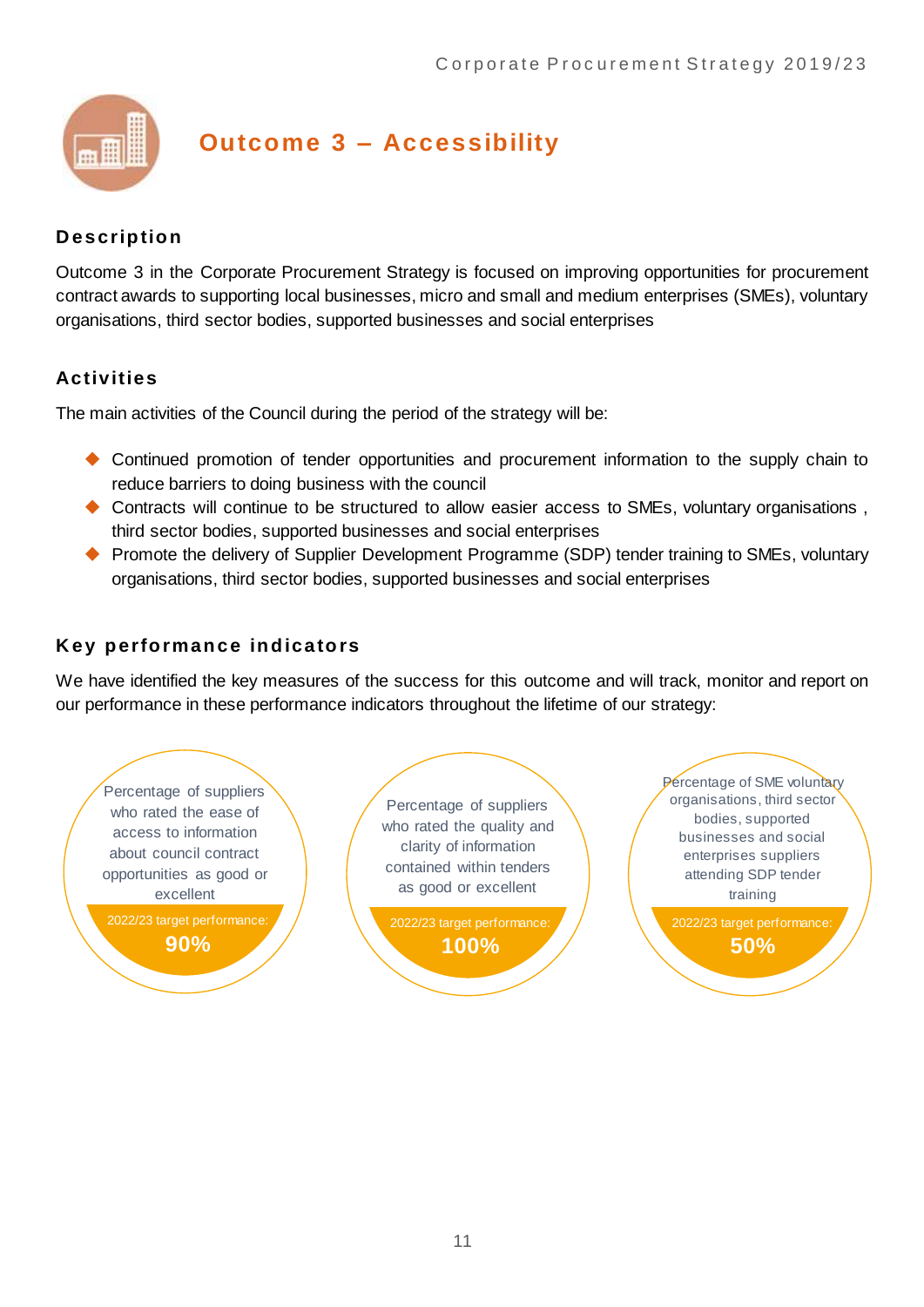# Outcome 3 – Accessibility

## Description

Outcome 3 in the Corporate Procurement Strategy is focused on improving opportunities for procurement contract awards to supporting local businesses, micro and small and medium enterprises (SMEs), voluntary organisations, third sector bodies, supported businesses and social enterprises

## Activities

The main activities of the Council during the period of the strategy will be:

- Continued promotion of tender opportunities and procurement information to the supply chain to reduce barriers to doing business with the council
- Contracts will continue to be structured to allow easier access to SMEs, voluntary organisations , third sector bodies, supported businesses and social enterprises
- Promote the delivery of Supplier Development Programme (SDP) tender training to SMEs, voluntary organisations, third sector bodies, supported businesses and social enterprises

## Key performance indicators

We have identified the key measures of the success for this outcome and will track, monitor and report on our performance in these performance indicators throughout the lifetime of our strategy:

| Key performance indicator | 2022/23 target performance |
|---|---|
| Percentage of suppliers who rated the ease of access to information about council contract opportunities as good or excellent | 90% |
| Percentage of suppliers who rated the quality and clarity of information contained within tenders as good or excellent | 100% |
| Percentage of SME voluntary organisations, third sector bodies, supported businesses and social enterprises suppliers attending SDP tender training | 50% |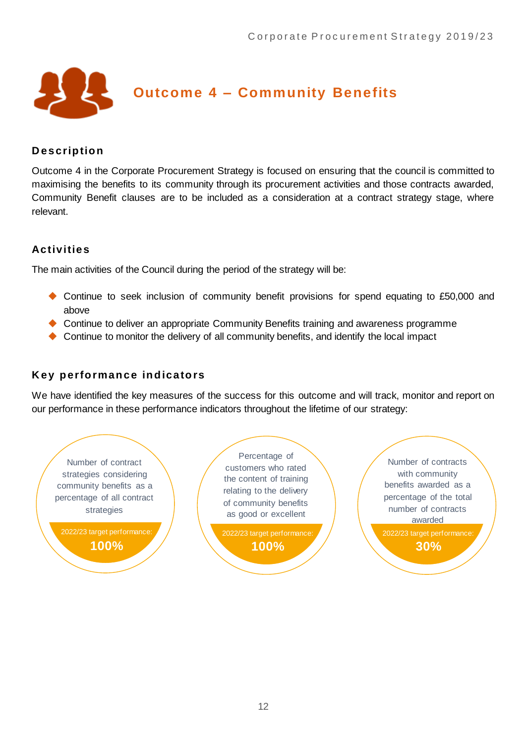# Outcome 4 – Community Benefits

## Description

Outcome 4 in the Corporate Procurement Strategy is focused on ensuring that the council is committed to maximising the benefits to its community through its procurement activities and those contracts awarded, Community Benefit clauses are to be included as a consideration at a contract strategy stage, where relevant.

## Activities

The main activities of the Council during the period of the strategy will be:

- Continue to seek inclusion of community benefit provisions for spend equating to £50,000 and above
- Continue to deliver an appropriate Community Benefits training and awareness programme
- Continue to monitor the delivery of all community benefits, and identify the local impact

## Key performance indicators

We have identified the key measures of the success for this outcome and will track, monitor and report on our performance in these performance indicators throughout the lifetime of our strategy:

| Indicator | 2022/23 target performance |
| --- | --- |
| Number of contract strategies considering community benefits as a percentage of all contract strategies | **100%** |
| Percentage of customers who rated the content of training relating to the delivery of community benefits as good or excellent | **100%** |
| Number of contracts with community benefits awarded as a percentage of the total number of contracts awarded | **30%** |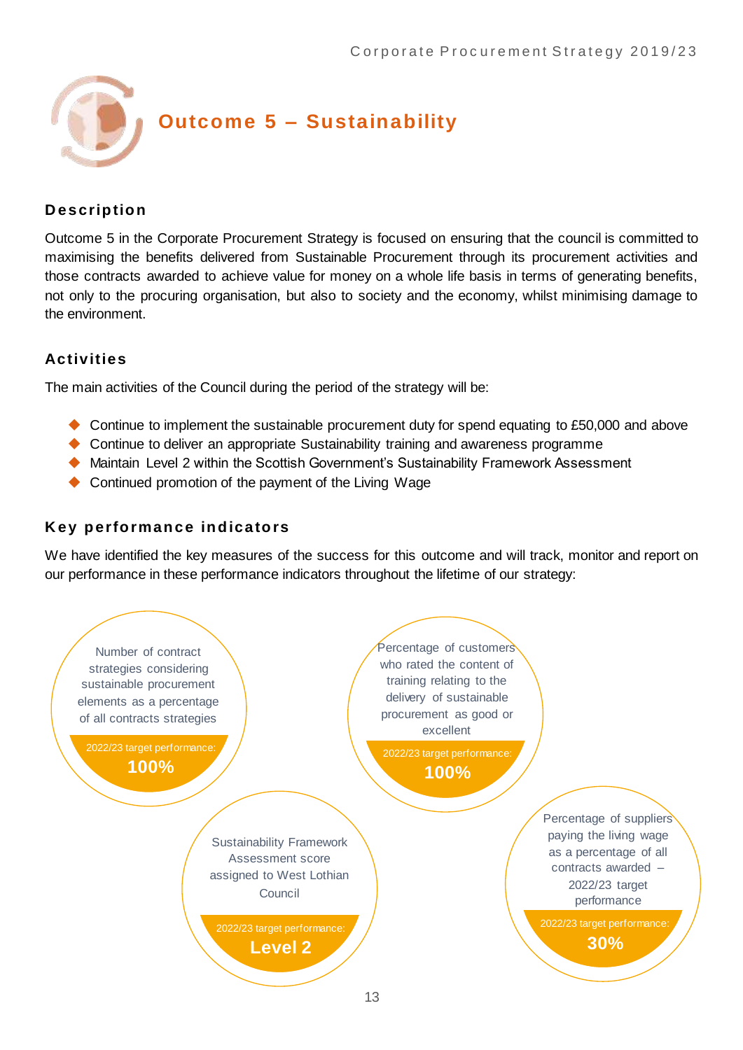# Outcome 5 – Sustainability

## Description

Outcome 5 in the Corporate Procurement Strategy is focused on ensuring that the council is committed to maximising the benefits delivered from Sustainable Procurement through its procurement activities and those contracts awarded to achieve value for money on a whole life basis in terms of generating benefits, not only to the procuring organisation, but also to society and the economy, whilst minimising damage to the environment.

## Activities

The main activities of the Council during the period of the strategy will be:

- Continue to implement the sustainable procurement duty for spend equating to £50,000 and above
- Continue to deliver an appropriate Sustainability training and awareness programme
- Maintain Level 2 within the Scottish Government's Sustainability Framework Assessment
- Continued promotion of the payment of the Living Wage

## Key performance indicators

We have identified the key measures of the success for this outcome and will track, monitor and report on our performance in these performance indicators throughout the lifetime of our strategy:

Number of contract strategies considering sustainable procurement elements as a percentage of all contracts strategies
2022/23 target performance: **100%**

Percentage of customers who rated the content of training relating to the delivery of sustainable procurement as good or excellent
2022/23 target performance: **100%**

Sustainability Framework Assessment score assigned to West Lothian Council
2022/23 target performance: **Level 2**

Percentage of suppliers paying the living wage as a percentage of all contracts awarded – 2022/23 target performance
2022/23 target performance: **30%**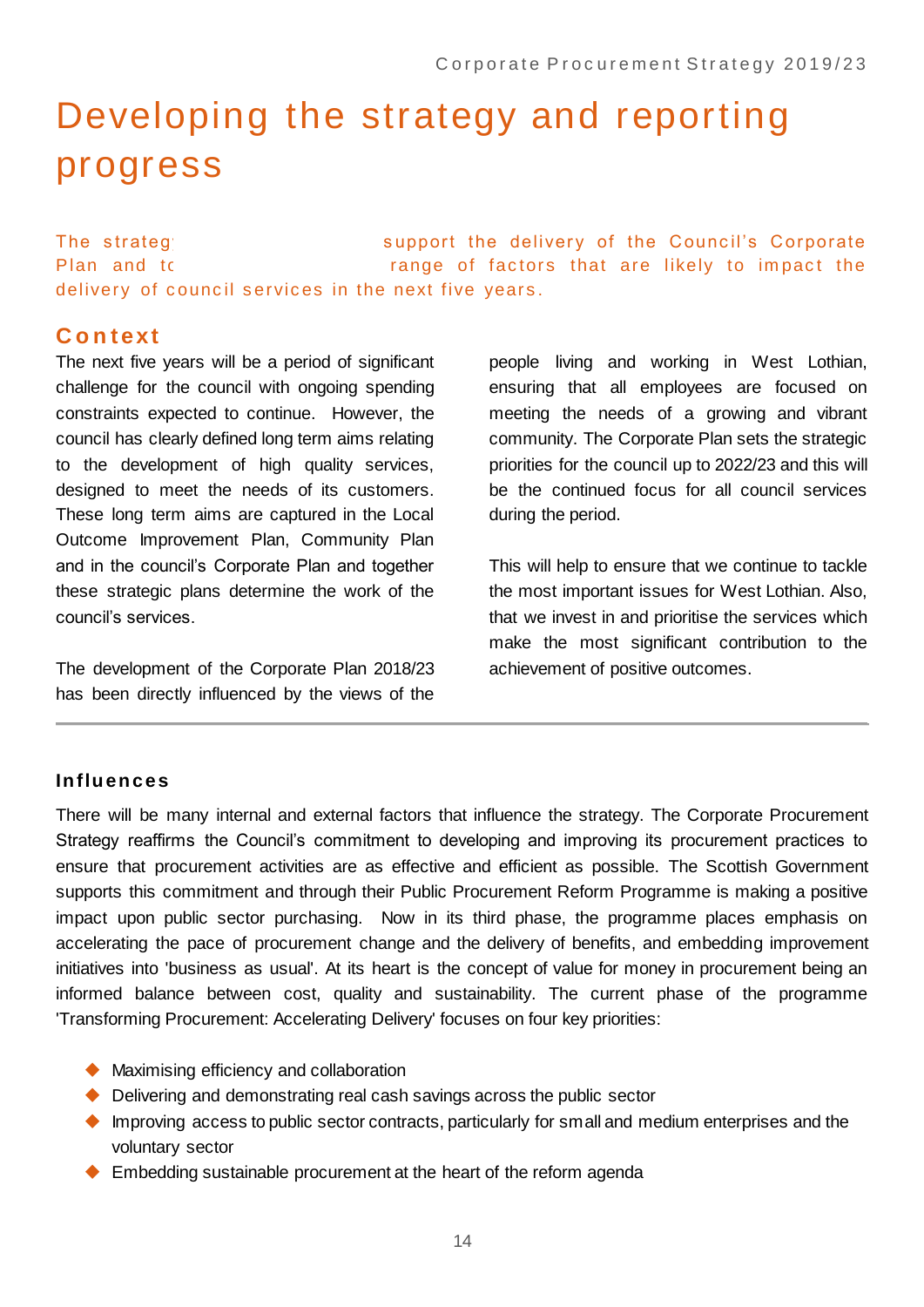# Developing the strategy and reporting progress

The strateg support the delivery of the Council's Corporate Plan and tc range of factors that are likely to impact the delivery of council services in the next five years.

## Context

The next five years will be a period of significant challenge for the council with ongoing spending constraints expected to continue. However, the council has clearly defined long term aims relating to the development of high quality services, designed to meet the needs of its customers. These long term aims are captured in the Local Outcome Improvement Plan, Community Plan and in the council's Corporate Plan and together these strategic plans determine the work of the council's services.

The development of the Corporate Plan 2018/23 has been directly influenced by the views of the people living and working in West Lothian, ensuring that all employees are focused on meeting the needs of a growing and vibrant community. The Corporate Plan sets the strategic priorities for the council up to 2022/23 and this will be the continued focus for all council services during the period.

This will help to ensure that we continue to tackle the most important issues for West Lothian. Also, that we invest in and prioritise the services which make the most significant contribution to the achievement of positive outcomes.

## Influences

There will be many internal and external factors that influence the strategy. The Corporate Procurement Strategy reaffirms the Council's commitment to developing and improving its procurement practices to ensure that procurement activities are as effective and efficient as possible. The Scottish Government supports this commitment and through their Public Procurement Reform Programme is making a positive impact upon public sector purchasing. Now in its third phase, the programme places emphasis on accelerating the pace of procurement change and the delivery of benefits, and embedding improvement initiatives into 'business as usual'. At its heart is the concept of value for money in procurement being an informed balance between cost, quality and sustainability. The current phase of the programme 'Transforming Procurement: Accelerating Delivery' focuses on four key priorities:

- Maximising efficiency and collaboration
- Delivering and demonstrating real cash savings across the public sector
- Improving access to public sector contracts, particularly for small and medium enterprises and the voluntary sector
- Embedding sustainable procurement at the heart of the reform agenda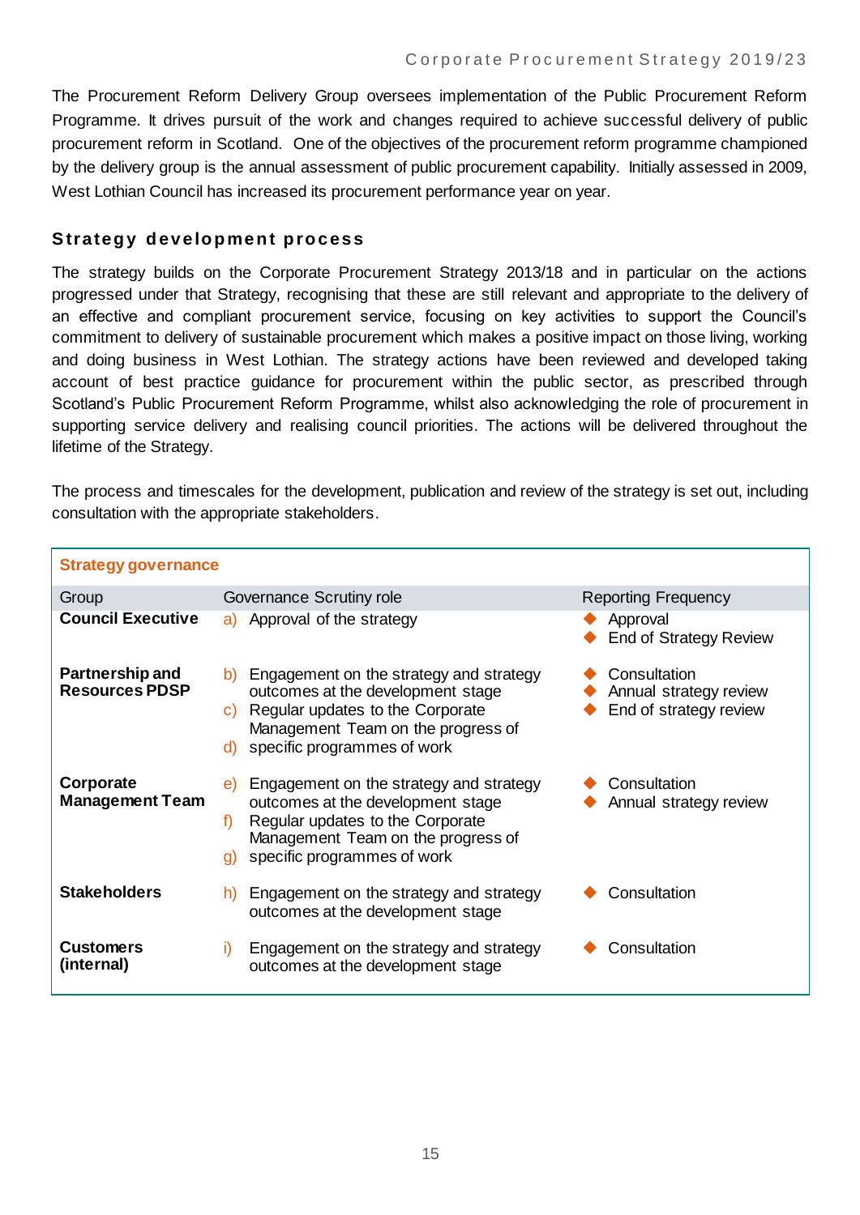The Procurement Reform Delivery Group oversees implementation of the Public Procurement Reform Programme. It drives pursuit of the work and changes required to achieve successful delivery of public procurement reform in Scotland. One of the objectives of the procurement reform programme championed by the delivery group is the annual assessment of public procurement capability. Initially assessed in 2009, West Lothian Council has increased its procurement performance year on year.

## Strategy development process

The strategy builds on the Corporate Procurement Strategy 2013/18 and in particular on the actions progressed under that Strategy, recognising that these are still relevant and appropriate to the delivery of an effective and compliant procurement service, focusing on key activities to support the Council's commitment to delivery of sustainable procurement which makes a positive impact on those living, working and doing business in West Lothian. The strategy actions have been reviewed and developed taking account of best practice guidance for procurement within the public sector, as prescribed through Scotland's Public Procurement Reform Programme, whilst also acknowledging the role of procurement in supporting service delivery and realising council priorities. The actions will be delivered throughout the lifetime of the Strategy.

The process and timescales for the development, publication and review of the strategy is set out, including consultation with the appropriate stakeholders.

**Strategy governance**

| Group | Governance Scrutiny role | Reporting Frequency |
|---|---|---|
| **Council Executive** | a) Approval of the strategy | ◆ Approval<br>◆ End of Strategy Review |
| **Partnership and Resources PDSP** | b) Engagement on the strategy and strategy outcomes at the development stage<br>c) Regular updates to the Corporate Management Team on the progress of<br>d) specific programmes of work | ◆ Consultation<br>◆ Annual strategy review<br>◆ End of strategy review |
| **Corporate Management Team** | e) Engagement on the strategy and strategy outcomes at the development stage<br>f) Regular updates to the Corporate Management Team on the progress of<br>g) specific programmes of work | ◆ Consultation<br>◆ Annual strategy review |
| **Stakeholders** | h) Engagement on the strategy and strategy outcomes at the development stage | ◆ Consultation |
| **Customers (internal)** | i) Engagement on the strategy and strategy outcomes at the development stage | ◆ Consultation |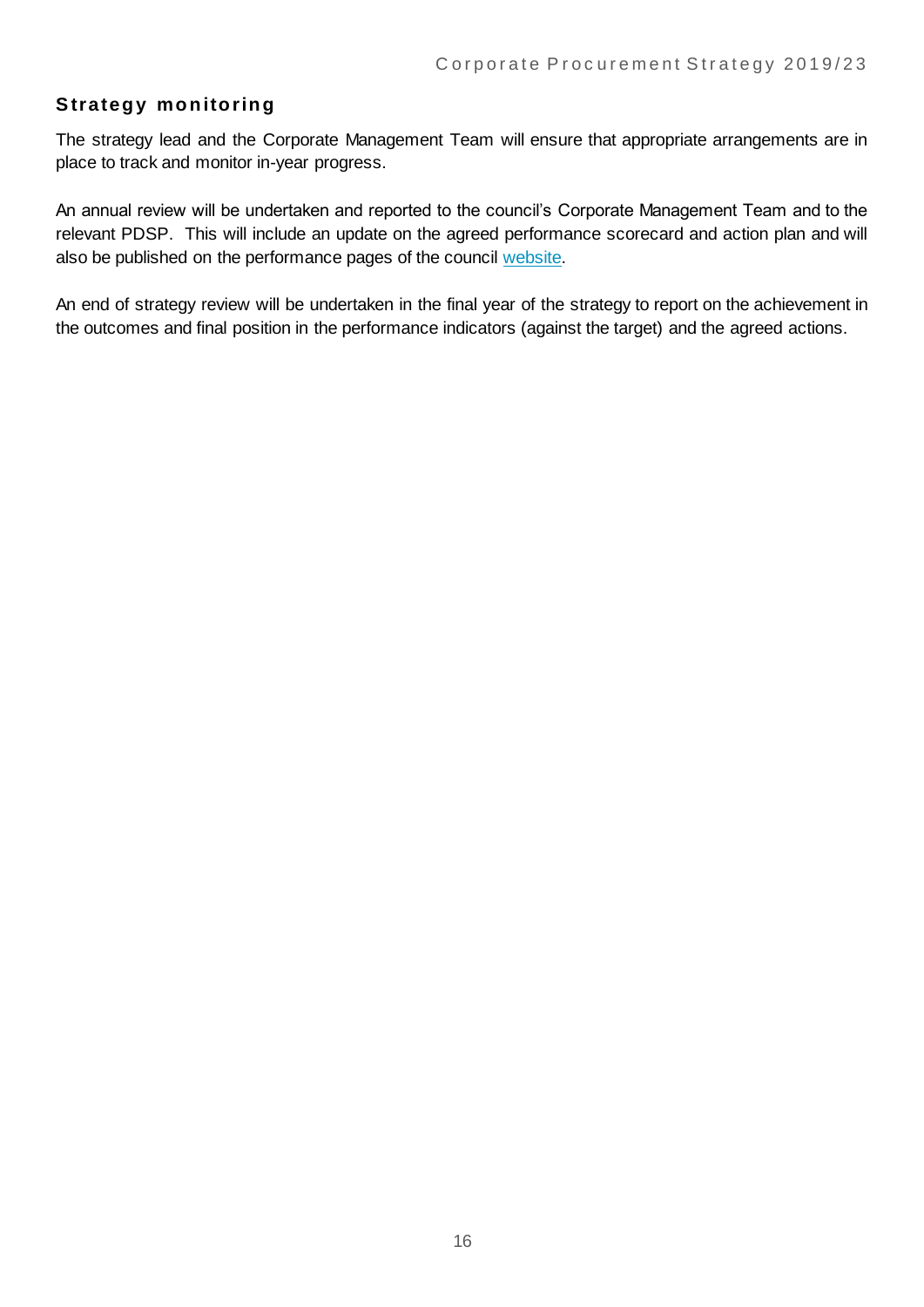## Strategy monitoring

The strategy lead and the Corporate Management Team will ensure that appropriate arrangements are in place to track and monitor in-year progress.

An annual review will be undertaken and reported to the council's Corporate Management Team and to the relevant PDSP. This will include an update on the agreed performance scorecard and action plan and will also be published on the performance pages of the council website.

An end of strategy review will be undertaken in the final year of the strategy to report on the achievement in the outcomes and final position in the performance indicators (against the target) and the agreed actions.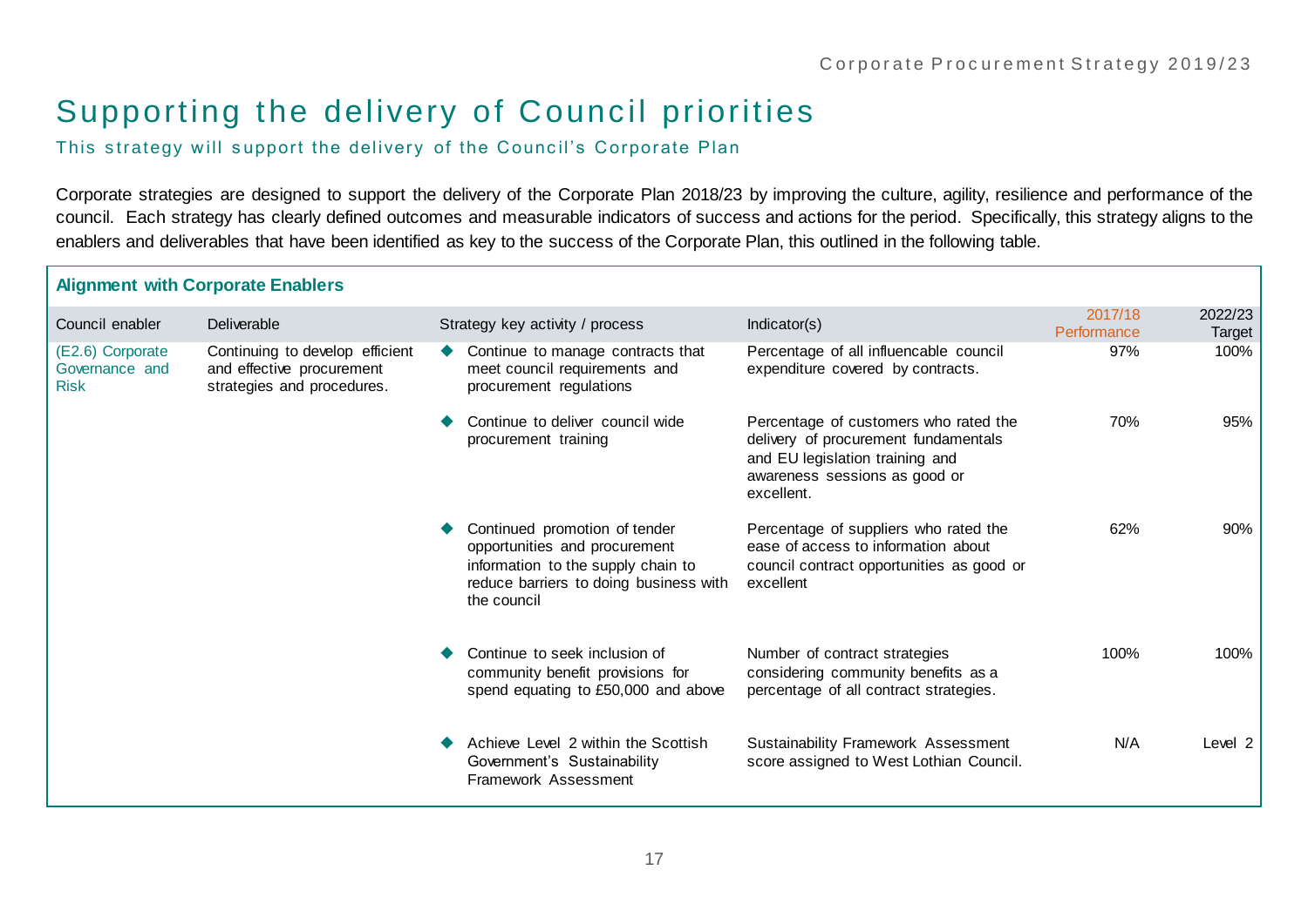# Supporting the delivery of Council priorities

This strategy will support the delivery of the Council's Corporate Plan

Corporate strategies are designed to support the delivery of the Corporate Plan 2018/23 by improving the culture, agility, resilience and performance of the council. Each strategy has clearly defined outcomes and measurable indicators of success and actions for the period. Specifically, this strategy aligns to the enablers and deliverables that have been identified as key to the success of the Corporate Plan, this outlined in the following table.

**Alignment with Corporate Enablers**

| Council enabler | Deliverable | Strategy key activity / process | Indicator(s) | 2017/18 Performance | 2022/23 Target |
|---|---|---|---|---|---|
| (E2.6) Corporate Governance and Risk | Continuing to develop efficient and effective procurement strategies and procedures. | ◆ Continue to manage contracts that meet council requirements and procurement regulations | Percentage of all influencable council expenditure covered by contracts. | 97% | 100% |
| | | ◆ Continue to deliver council wide procurement training | Percentage of customers who rated the delivery of procurement fundamentals and EU legislation training and awareness sessions as good or excellent. | 70% | 95% |
| | | ◆ Continued promotion of tender opportunities and procurement information to the supply chain to reduce barriers to doing business with the council | Percentage of suppliers who rated the ease of access to information about council contract opportunities as good or excellent | 62% | 90% |
| | | ◆ Continue to seek inclusion of community benefit provisions for spend equating to £50,000 and above | Number of contract strategies considering community benefits as a percentage of all contract strategies. | 100% | 100% |
| | | ◆ Achieve Level 2 within the Scottish Government's Sustainability Framework Assessment | Sustainability Framework Assessment score assigned to West Lothian Council. | N/A | Level 2 |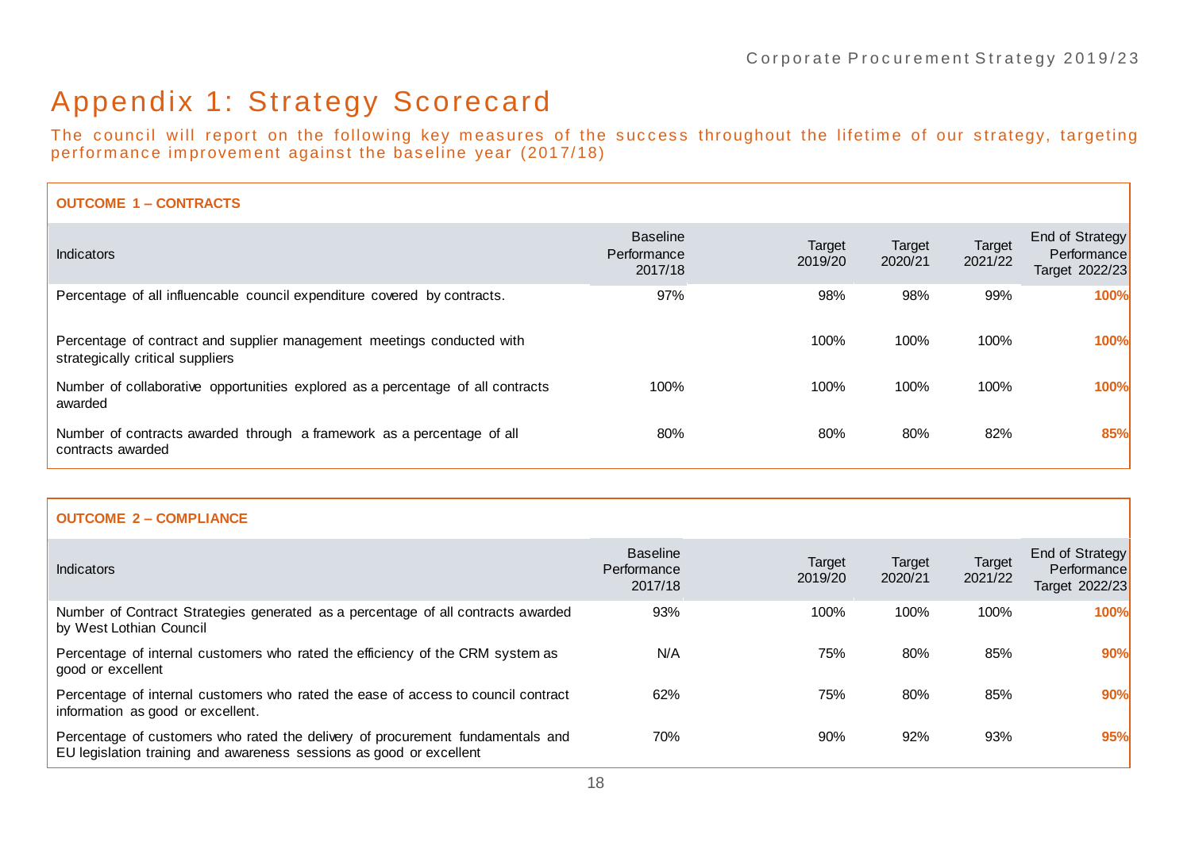# Appendix 1: Strategy Scorecard

The council will report on the following key measures of the success throughout the lifetime of our strategy, targeting performance improvement against the baseline year (2017/18)

**OUTCOME 1 – CONTRACTS**

| Indicators | Baseline Performance 2017/18 | Target 2019/20 | Target 2020/21 | Target 2021/22 | End of Strategy Performance Target 2022/23 |
|---|---|---|---|---|---|
| Percentage of all influencable council expenditure covered by contracts. | 97% | 98% | 98% | 99% | **100%** |
| Percentage of contract and supplier management meetings conducted with strategically critical suppliers | | 100% | 100% | 100% | **100%** |
| Number of collaborative opportunities explored as a percentage of all contracts awarded | 100% | 100% | 100% | 100% | **100%** |
| Number of contracts awarded through a framework as a percentage of all contracts awarded | 80% | 80% | 80% | 82% | **85%** |

**OUTCOME 2 – COMPLIANCE**

| Indicators | Baseline Performance 2017/18 | Target 2019/20 | Target 2020/21 | Target 2021/22 | End of Strategy Performance Target 2022/23 |
|---|---|---|---|---|---|
| Number of Contract Strategies generated as a percentage of all contracts awarded by West Lothian Council | 93% | 100% | 100% | 100% | **100%** |
| Percentage of internal customers who rated the efficiency of the CRM system as good or excellent | N/A | 75% | 80% | 85% | **90%** |
| Percentage of internal customers who rated the ease of access to council contract information as good or excellent. | 62% | 75% | 80% | 85% | **90%** |
| Percentage of customers who rated the delivery of procurement fundamentals and EU legislation training and awareness sessions as good or excellent | 70% | 90% | 92% | 93% | **95%** |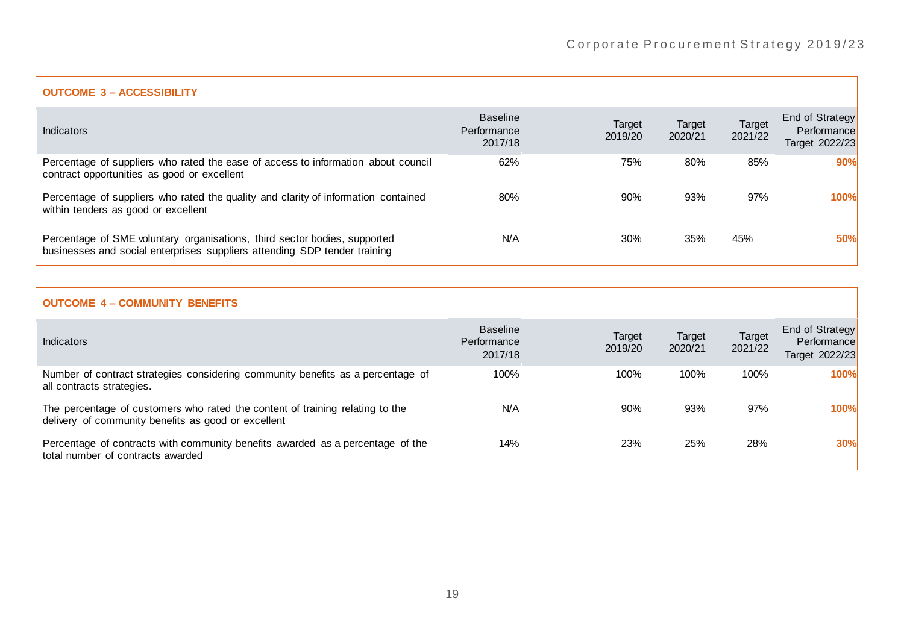## OUTCOME 3 – ACCESSIBILITY

| Indicators | Baseline Performance 2017/18 | Target 2019/20 | Target 2020/21 | Target 2021/22 | End of Strategy Performance Target 2022/23 |
|---|---|---|---|---|---|
| Percentage of suppliers who rated the ease of access to information about council contract opportunities as good or excellent | 62% | 75% | 80% | 85% | **90%** |
| Percentage of suppliers who rated the quality and clarity of information contained within tenders as good or excellent | 80% | 90% | 93% | 97% | **100%** |
| Percentage of SME voluntary organisations, third sector bodies, supported businesses and social enterprises suppliers attending SDP tender training | N/A | 30% | 35% | 45% | **50%** |

## OUTCOME 4 – COMMUNITY BENEFITS

| Indicators | Baseline Performance 2017/18 | Target 2019/20 | Target 2020/21 | Target 2021/22 | End of Strategy Performance Target 2022/23 |
|---|---|---|---|---|---|
| Number of contract strategies considering community benefits as a percentage of all contracts strategies. | 100% | 100% | 100% | 100% | **100%** |
| The percentage of customers who rated the content of training relating to the delivery of community benefits as good or excellent | N/A | 90% | 93% | 97% | **100%** |
| Percentage of contracts with community benefits awarded as a percentage of the total number of contracts awarded | 14% | 23% | 25% | 28% | **30%** |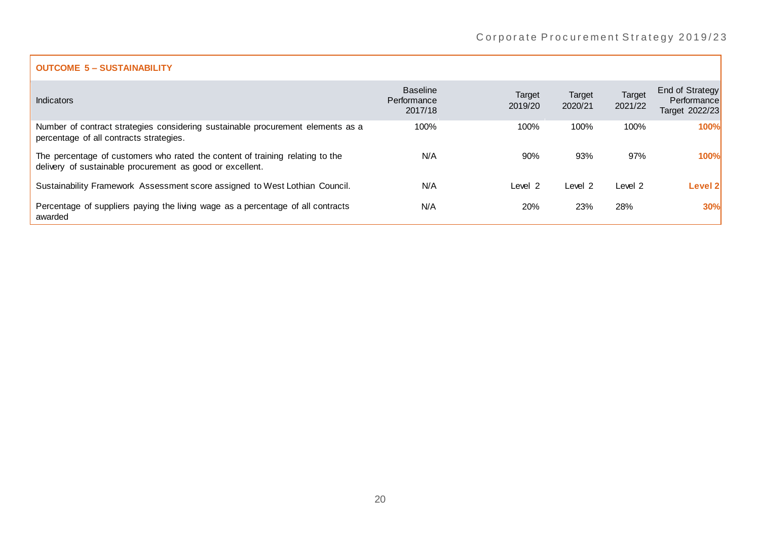**OUTCOME 5 – SUSTAINABILITY**

| Indicators | Baseline Performance 2017/18 | Target 2019/20 | Target 2020/21 | Target 2021/22 | End of Strategy Performance Target 2022/23 |
|---|---|---|---|---|---|
| Number of contract strategies considering sustainable procurement elements as a percentage of all contracts strategies. | 100% | 100% | 100% | 100% | **100%** |
| The percentage of customers who rated the content of training relating to the delivery of sustainable procurement as good or excellent. | N/A | 90% | 93% | 97% | **100%** |
| Sustainability Framework Assessment score assigned to West Lothian Council. | N/A | Level 2 | Level 2 | Level 2 | **Level 2** |
| Percentage of suppliers paying the living wage as a percentage of all contracts awarded | N/A | 20% | 23% | 28% | **30%** |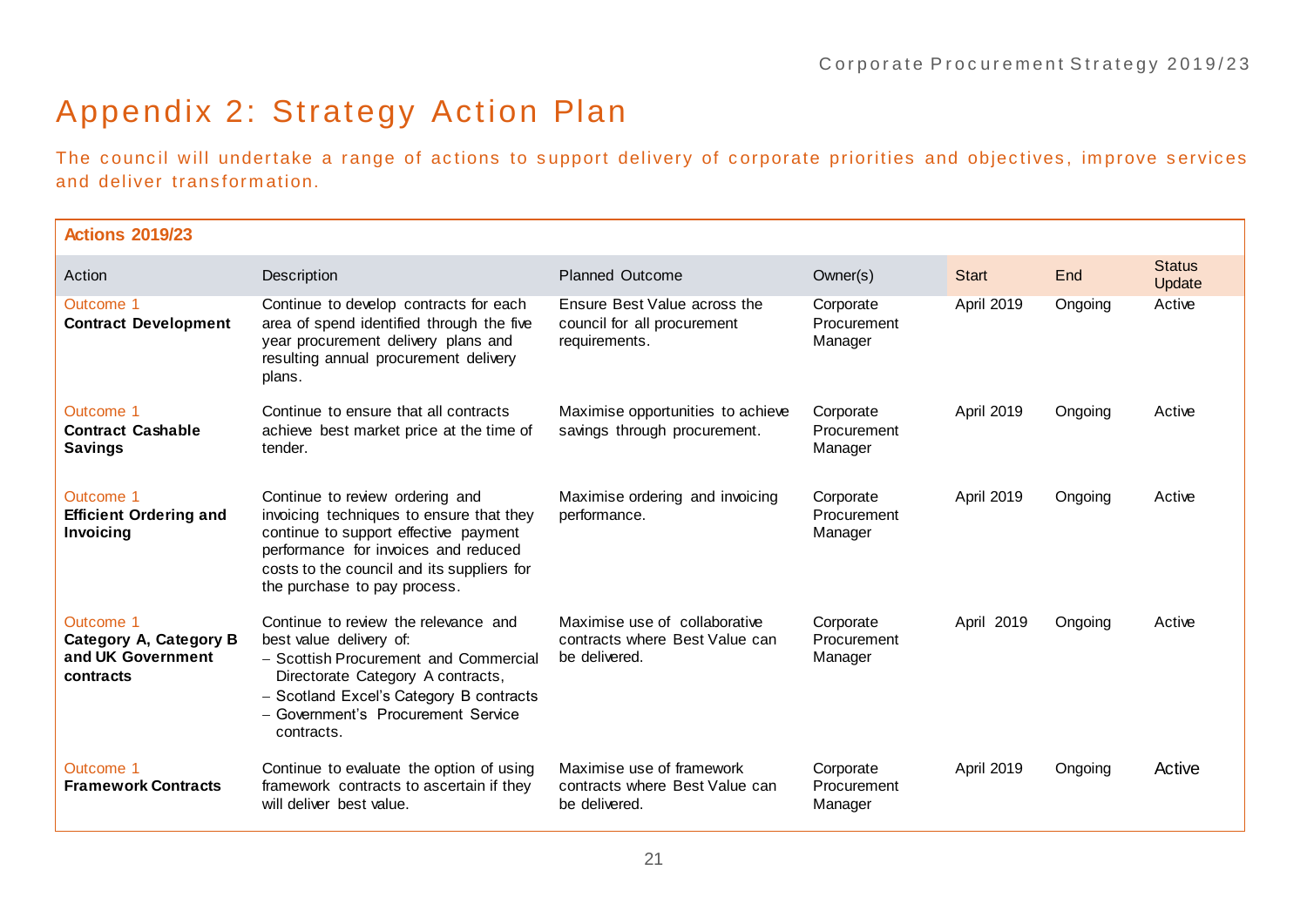# Appendix 2: Strategy Action Plan

The council will undertake a range of actions to support delivery of corporate priorities and objectives, improve services and deliver transformation.

**Actions 2019/23**

| Action | Description | Planned Outcome | Owner(s) | Start | End | Status Update |
|---|---|---|---|---|---|---|
| Outcome 1 **Contract Development** | Continue to develop contracts for each area of spend identified through the five year procurement delivery plans and resulting annual procurement delivery plans. | Ensure Best Value across the council for all procurement requirements. | Corporate Procurement Manager | April 2019 | Ongoing | Active |
| Outcome 1 **Contract Cashable Savings** | Continue to ensure that all contracts achieve best market price at the time of tender. | Maximise opportunities to achieve savings through procurement. | Corporate Procurement Manager | April 2019 | Ongoing | Active |
| Outcome 1 **Efficient Ordering and Invoicing** | Continue to review ordering and invoicing techniques to ensure that they continue to support effective payment performance for invoices and reduced costs to the council and its suppliers for the purchase to pay process. | Maximise ordering and invoicing performance. | Corporate Procurement Manager | April 2019 | Ongoing | Active |
| Outcome 1 **Category A, Category B and UK Government contracts** | Continue to review the relevance and best value delivery of: – Scottish Procurement and Commercial Directorate Category A contracts, – Scotland Excel's Category B contracts – Government's Procurement Service contracts. | Maximise use of collaborative contracts where Best Value can be delivered. | Corporate Procurement Manager | April 2019 | Ongoing | Active |
| Outcome 1 **Framework Contracts** | Continue to evaluate the option of using framework contracts to ascertain if they will deliver best value. | Maximise use of framework contracts where Best Value can be delivered. | Corporate Procurement Manager | April 2019 | Ongoing | Active |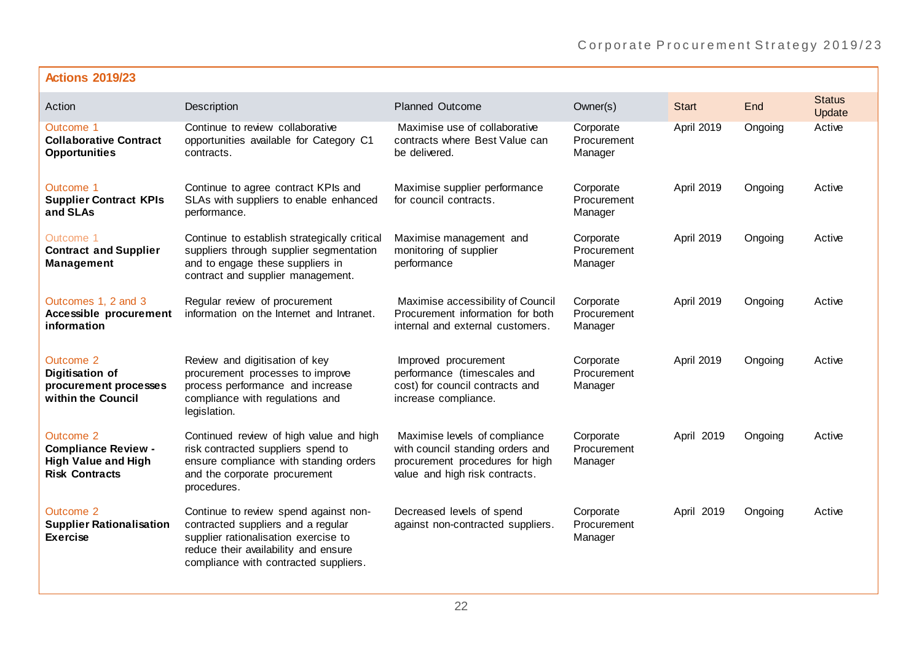## Actions 2019/23

| Action | Description | Planned Outcome | Owner(s) | Start | End | Status Update |
|---|---|---|---|---|---|---|
| Outcome 1 **Collaborative Contract Opportunities** | Continue to review collaborative opportunities available for Category C1 contracts. | Maximise use of collaborative contracts where Best Value can be delivered. | Corporate Procurement Manager | April 2019 | Ongoing | Active |
| Outcome 1 **Supplier Contract KPIs and SLAs** | Continue to agree contract KPIs and SLAs with suppliers to enable enhanced performance. | Maximise supplier performance for council contracts. | Corporate Procurement Manager | April 2019 | Ongoing | Active |
| Outcome 1 **Contract and Supplier Management** | Continue to establish strategically critical suppliers through supplier segmentation and to engage these suppliers in contract and supplier management. | Maximise management and monitoring of supplier performance | Corporate Procurement Manager | April 2019 | Ongoing | Active |
| Outcomes 1, 2 and 3 **Accessible procurement information** | Regular review of procurement information on the Internet and Intranet. | Maximise accessibility of Council Procurement information for both internal and external customers. | Corporate Procurement Manager | April 2019 | Ongoing | Active |
| Outcome 2 **Digitisation of procurement processes within the Council** | Review and digitisation of key procurement processes to improve process performance and increase compliance with regulations and legislation. | Improved procurement performance (timescales and cost) for council contracts and increase compliance. | Corporate Procurement Manager | April 2019 | Ongoing | Active |
| Outcome 2 **Compliance Review - High Value and High Risk Contracts** | Continued review of high value and high risk contracted suppliers spend to ensure compliance with standing orders and the corporate procurement procedures. | Maximise levels of compliance with council standing orders and procurement procedures for high value and high risk contracts. | Corporate Procurement Manager | April 2019 | Ongoing | Active |
| Outcome 2 **Supplier Rationalisation Exercise** | Continue to review spend against non-contracted suppliers and a regular supplier rationalisation exercise to reduce their availability and ensure compliance with contracted suppliers. | Decreased levels of spend against non-contracted suppliers. | Corporate Procurement Manager | April 2019 | Ongoing | Active |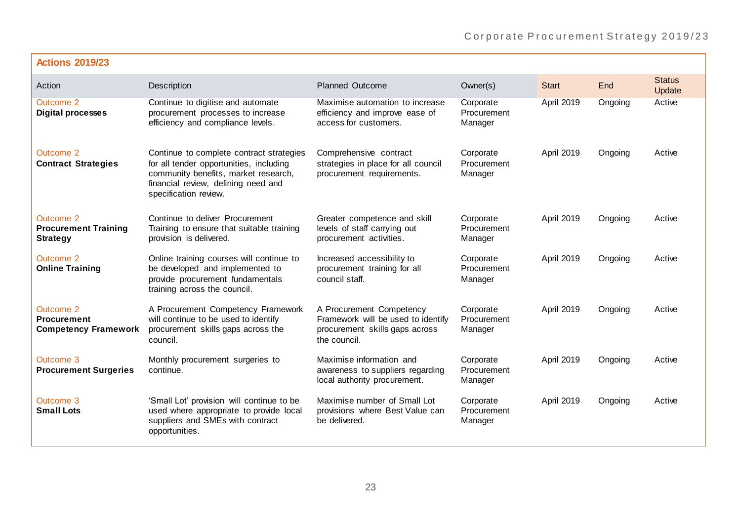## Actions 2019/23

| Action | Description | Planned Outcome | Owner(s) | Start | End | Status Update |
|---|---|---|---|---|---|---|
| Outcome 2 **Digital processes** | Continue to digitise and automate procurement processes to increase efficiency and compliance levels. | Maximise automation to increase efficiency and improve ease of access for customers. | Corporate Procurement Manager | April 2019 | Ongoing | Active |
| Outcome 2 **Contract Strategies** | Continue to complete contract strategies for all tender opportunities, including community benefits, market research, financial review, defining need and specification review. | Comprehensive contract strategies in place for all council procurement requirements. | Corporate Procurement Manager | April 2019 | Ongoing | Active |
| Outcome 2 **Procurement Training Strategy** | Continue to deliver Procurement Training to ensure that suitable training provision is delivered. | Greater competence and skill levels of staff carrying out procurement activities. | Corporate Procurement Manager | April 2019 | Ongoing | Active |
| Outcome 2 **Online Training** | Online training courses will continue to be developed and implemented to provide procurement fundamentals training across the council. | Increased accessibility to procurement training for all council staff. | Corporate Procurement Manager | April 2019 | Ongoing | Active |
| Outcome 2 **Procurement Competency Framework** | A Procurement Competency Framework will continue to be used to identify procurement skills gaps across the council. | A Procurement Competency Framework will be used to identify procurement skills gaps across the council. | Corporate Procurement Manager | April 2019 | Ongoing | Active |
| Outcome 3 **Procurement Surgeries** | Monthly procurement surgeries to continue. | Maximise information and awareness to suppliers regarding local authority procurement. | Corporate Procurement Manager | April 2019 | Ongoing | Active |
| Outcome 3 **Small Lots** | 'Small Lot' provision will continue to be used where appropriate to provide local suppliers and SMEs with contract opportunities. | Maximise number of Small Lot provisions where Best Value can be delivered. | Corporate Procurement Manager | April 2019 | Ongoing | Active |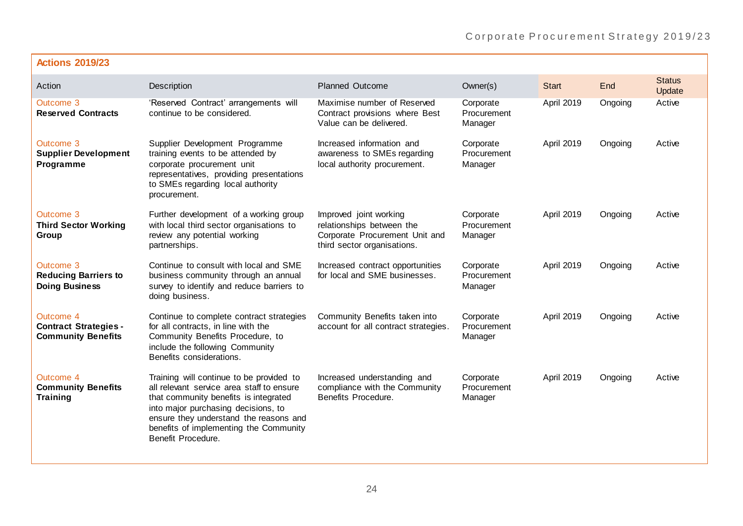## Actions 2019/23

| Action | Description | Planned Outcome | Owner(s) | Start | End | Status Update |
|---|---|---|---|---|---|---|
| Outcome 3 **Reserved Contracts** | 'Reserved Contract' arrangements will continue to be considered. | Maximise number of Reserved Contract provisions where Best Value can be delivered. | Corporate Procurement Manager | April 2019 | Ongoing | Active |
| Outcome 3 **Supplier Development Programme** | Supplier Development Programme training events to be attended by corporate procurement unit representatives, providing presentations to SMEs regarding local authority procurement. | Increased information and awareness to SMEs regarding local authority procurement. | Corporate Procurement Manager | April 2019 | Ongoing | Active |
| Outcome 3 **Third Sector Working Group** | Further development of a working group with local third sector organisations to review any potential working partnerships. | Improved joint working relationships between the Corporate Procurement Unit and third sector organisations. | Corporate Procurement Manager | April 2019 | Ongoing | Active |
| Outcome 3 **Reducing Barriers to Doing Business** | Continue to consult with local and SME business community through an annual survey to identify and reduce barriers to doing business. | Increased contract opportunities for local and SME businesses. | Corporate Procurement Manager | April 2019 | Ongoing | Active |
| Outcome 4 **Contract Strategies - Community Benefits** | Continue to complete contract strategies for all contracts, in line with the Community Benefits Procedure, to include the following Community Benefits considerations. | Community Benefits taken into account for all contract strategies. | Corporate Procurement Manager | April 2019 | Ongoing | Active |
| Outcome 4 **Community Benefits Training** | Training will continue to be provided to all relevant service area staff to ensure that community benefits is integrated into major purchasing decisions, to ensure they understand the reasons and benefits of implementing the Community Benefit Procedure. | Increased understanding and compliance with the Community Benefits Procedure. | Corporate Procurement Manager | April 2019 | Ongoing | Active |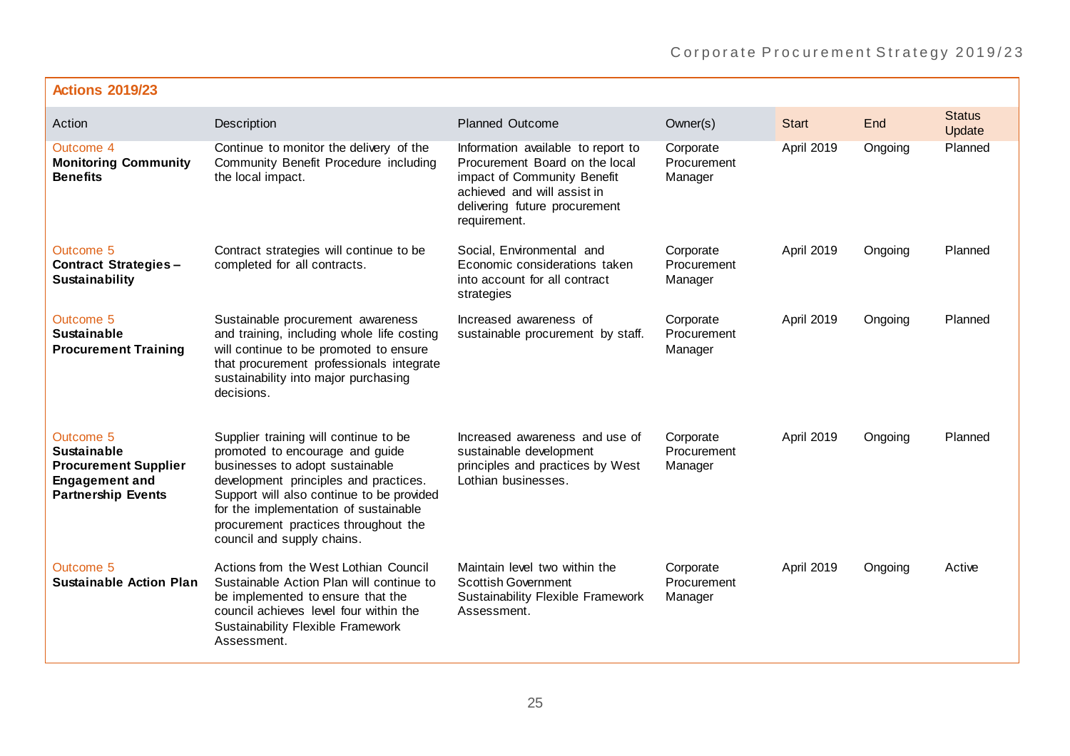**Actions 2019/23**

| Action | Description | Planned Outcome | Owner(s) | Start | End | Status Update |
|---|---|---|---|---|---|---|
| Outcome 4 **Monitoring Community Benefits** | Continue to monitor the delivery of the Community Benefit Procedure including the local impact. | Information available to report to Procurement Board on the local impact of Community Benefit achieved and will assist in delivering future procurement requirement. | Corporate Procurement Manager | April 2019 | Ongoing | Planned |
| Outcome 5 **Contract Strategies – Sustainability** | Contract strategies will continue to be completed for all contracts. | Social, Environmental and Economic considerations taken into account for all contract strategies | Corporate Procurement Manager | April 2019 | Ongoing | Planned |
| Outcome 5 **Sustainable Procurement Training** | Sustainable procurement awareness and training, including whole life costing will continue to be promoted to ensure that procurement professionals integrate sustainability into major purchasing decisions. | Increased awareness of sustainable procurement by staff. | Corporate Procurement Manager | April 2019 | Ongoing | Planned |
| Outcome 5 **Sustainable Procurement Supplier Engagement and Partnership Events** | Supplier training will continue to be promoted to encourage and guide businesses to adopt sustainable development principles and practices. Support will also continue to be provided for the implementation of sustainable procurement practices throughout the council and supply chains. | Increased awareness and use of sustainable development principles and practices by West Lothian businesses. | Corporate Procurement Manager | April 2019 | Ongoing | Planned |
| Outcome 5 **Sustainable Action Plan** | Actions from the West Lothian Council Sustainable Action Plan will continue to be implemented to ensure that the council achieves level four within the Sustainability Flexible Framework Assessment. | Maintain level two within the Scottish Government Sustainability Flexible Framework Assessment. | Corporate Procurement Manager | April 2019 | Ongoing | Active |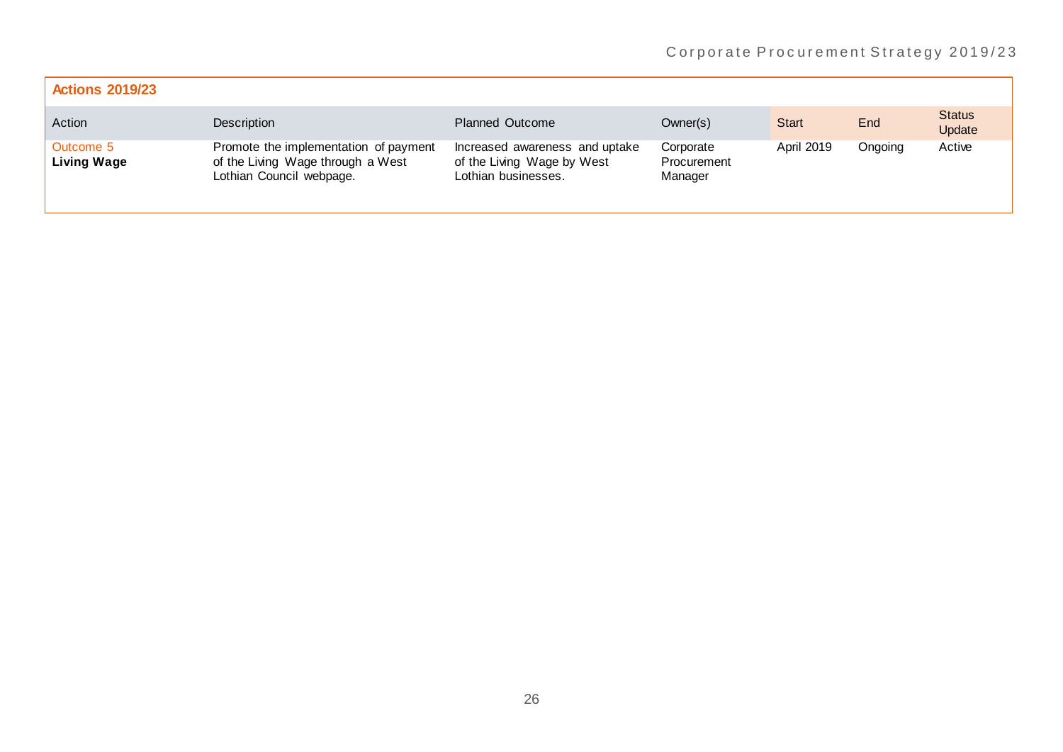## Actions 2019/23

| Action | Description | Planned Outcome | Owner(s) | Start | End | Status Update |
|---|---|---|---|---|---|---|
| Outcome 5 **Living Wage** | Promote the implementation of payment of the Living Wage through a West Lothian Council webpage. | Increased awareness and uptake of the Living Wage by West Lothian businesses. | Corporate Procurement Manager | April 2019 | Ongoing | Active |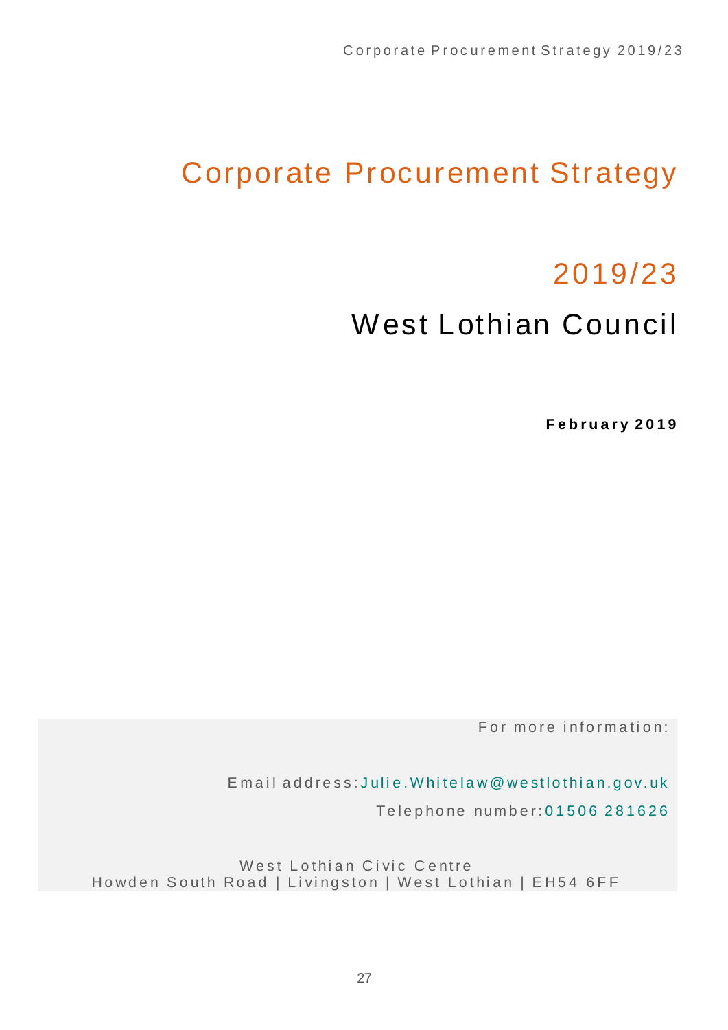# Corporate Procurement Strategy

## 2019/23

## West Lothian Council

**February 2019**

For more information:

Email address:Julie.Whitelaw@westlothian.gov.uk

Telephone number:01506 281626

West Lothian Civic Centre
Howden South Road | Livingston | West Lothian | EH54 6FF